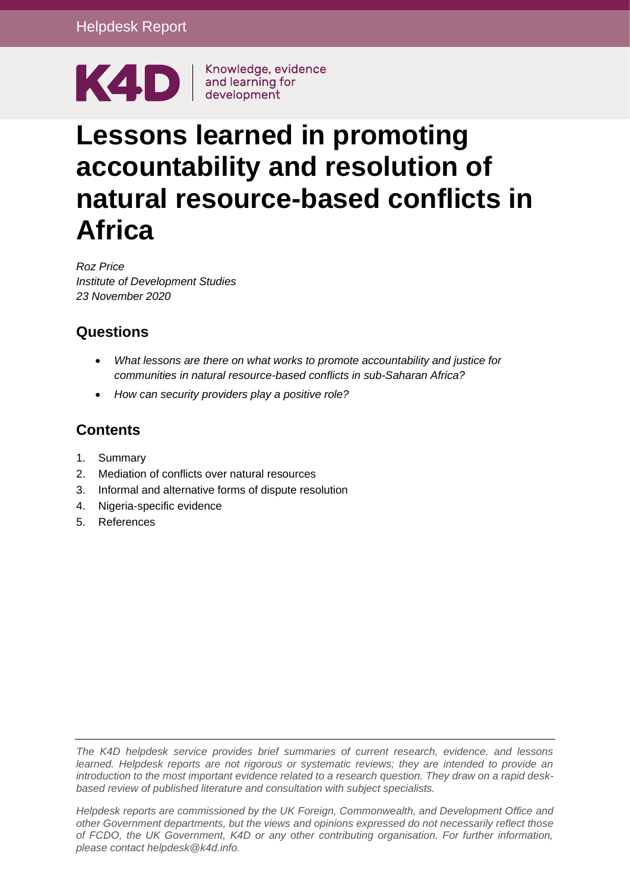Helpdesk Report

K4D Knowledge, evidence and learning for development

# Lessons learned in promoting accountability and resolution of natural resource-based conflicts in Africa

*Roz Price*
*Institute of Development Studies*
*23 November 2020*

## Questions

- *What lessons are there on what works to promote accountability and justice for communities in natural resource-based conflicts in sub-Saharan Africa?*
- *How can security providers play a positive role?*

## Contents

1. Summary
2. Mediation of conflicts over natural resources
3. Informal and alternative forms of dispute resolution
4. Nigeria-specific evidence
5. References

*The K4D helpdesk service provides brief summaries of current research, evidence, and lessons learned. Helpdesk reports are not rigorous or systematic reviews; they are intended to provide an introduction to the most important evidence related to a research question. They draw on a rapid desk-based review of published literature and consultation with subject specialists.*

*Helpdesk reports are commissioned by the UK Foreign, Commonwealth, and Development Office and other Government departments, but the views and opinions expressed do not necessarily reflect those of FCDO, the UK Government, K4D or any other contributing organisation. For further information, please contact helpdesk@k4d.info.*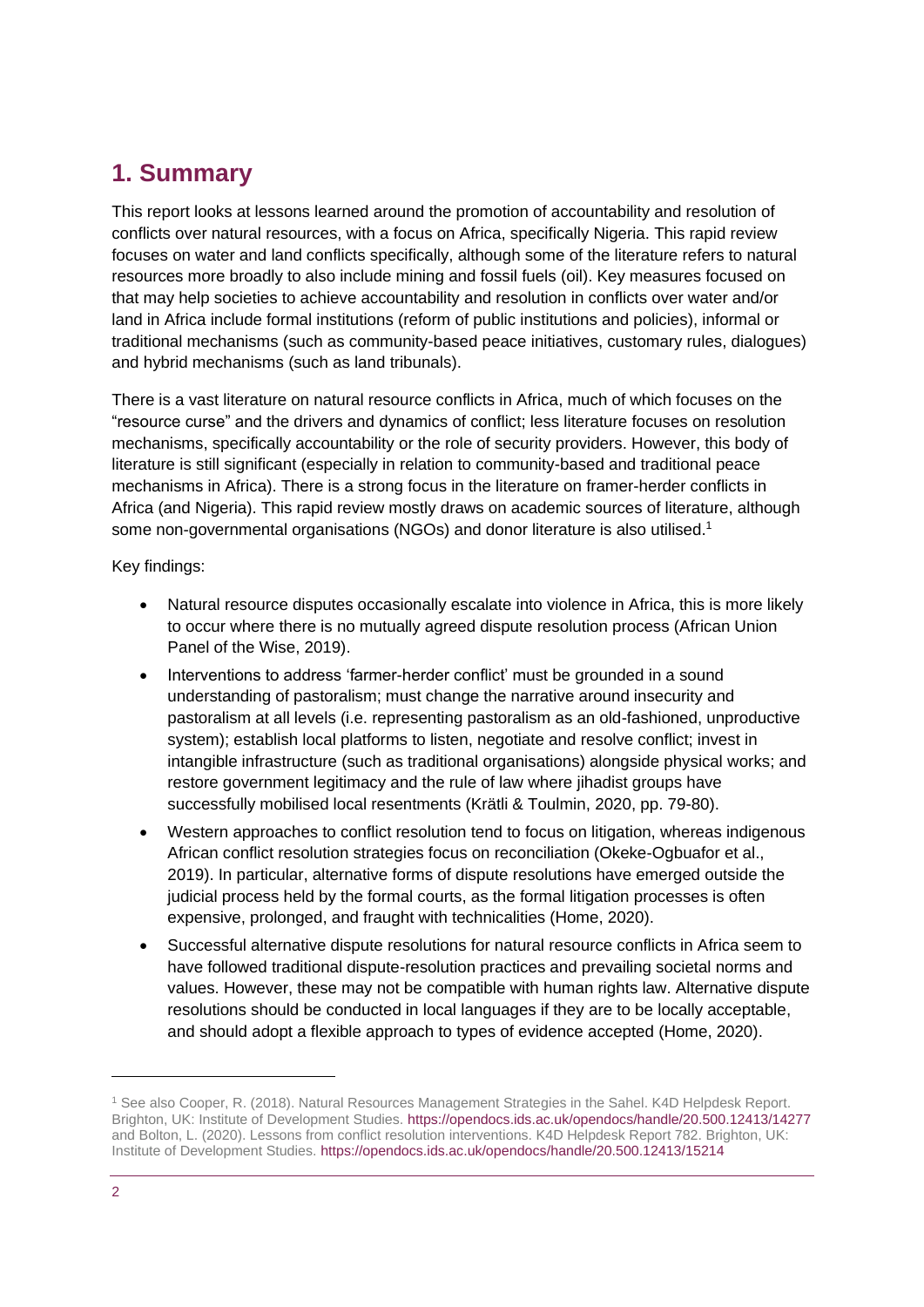# 1. Summary

This report looks at lessons learned around the promotion of accountability and resolution of conflicts over natural resources, with a focus on Africa, specifically Nigeria. This rapid review focuses on water and land conflicts specifically, although some of the literature refers to natural resources more broadly to also include mining and fossil fuels (oil). Key measures focused on that may help societies to achieve accountability and resolution in conflicts over water and/or land in Africa include formal institutions (reform of public institutions and policies), informal or traditional mechanisms (such as community-based peace initiatives, customary rules, dialogues) and hybrid mechanisms (such as land tribunals).

There is a vast literature on natural resource conflicts in Africa, much of which focuses on the "resource curse" and the drivers and dynamics of conflict; less literature focuses on resolution mechanisms, specifically accountability or the role of security providers. However, this body of literature is still significant (especially in relation to community-based and traditional peace mechanisms in Africa). There is a strong focus in the literature on framer-herder conflicts in Africa (and Nigeria). This rapid review mostly draws on academic sources of literature, although some non-governmental organisations (NGOs) and donor literature is also utilised.[1]

Key findings:

- Natural resource disputes occasionally escalate into violence in Africa, this is more likely to occur where there is no mutually agreed dispute resolution process (African Union Panel of the Wise, 2019).
- Interventions to address 'farmer-herder conflict' must be grounded in a sound understanding of pastoralism; must change the narrative around insecurity and pastoralism at all levels (i.e. representing pastoralism as an old-fashioned, unproductive system); establish local platforms to listen, negotiate and resolve conflict; invest in intangible infrastructure (such as traditional organisations) alongside physical works; and restore government legitimacy and the rule of law where jihadist groups have successfully mobilised local resentments (Krätli & Toulmin, 2020, pp. 79-80).
- Western approaches to conflict resolution tend to focus on litigation, whereas indigenous African conflict resolution strategies focus on reconciliation (Okeke-Ogbuafor et al., 2019). In particular, alternative forms of dispute resolutions have emerged outside the judicial process held by the formal courts, as the formal litigation processes is often expensive, prolonged, and fraught with technicalities (Home, 2020).
- Successful alternative dispute resolutions for natural resource conflicts in Africa seem to have followed traditional dispute-resolution practices and prevailing societal norms and values. However, these may not be compatible with human rights law. Alternative dispute resolutions should be conducted in local languages if they are to be locally acceptable, and should adopt a flexible approach to types of evidence accepted (Home, 2020).

[1] See also Cooper, R. (2018). Natural Resources Management Strategies in the Sahel. K4D Helpdesk Report. Brighton, UK: Institute of Development Studies. https://opendocs.ids.ac.uk/opendocs/handle/20.500.12413/14277 and Bolton, L. (2020). Lessons from conflict resolution interventions. K4D Helpdesk Report 782. Brighton, UK: Institute of Development Studies. https://opendocs.ids.ac.uk/opendocs/handle/20.500.12413/15214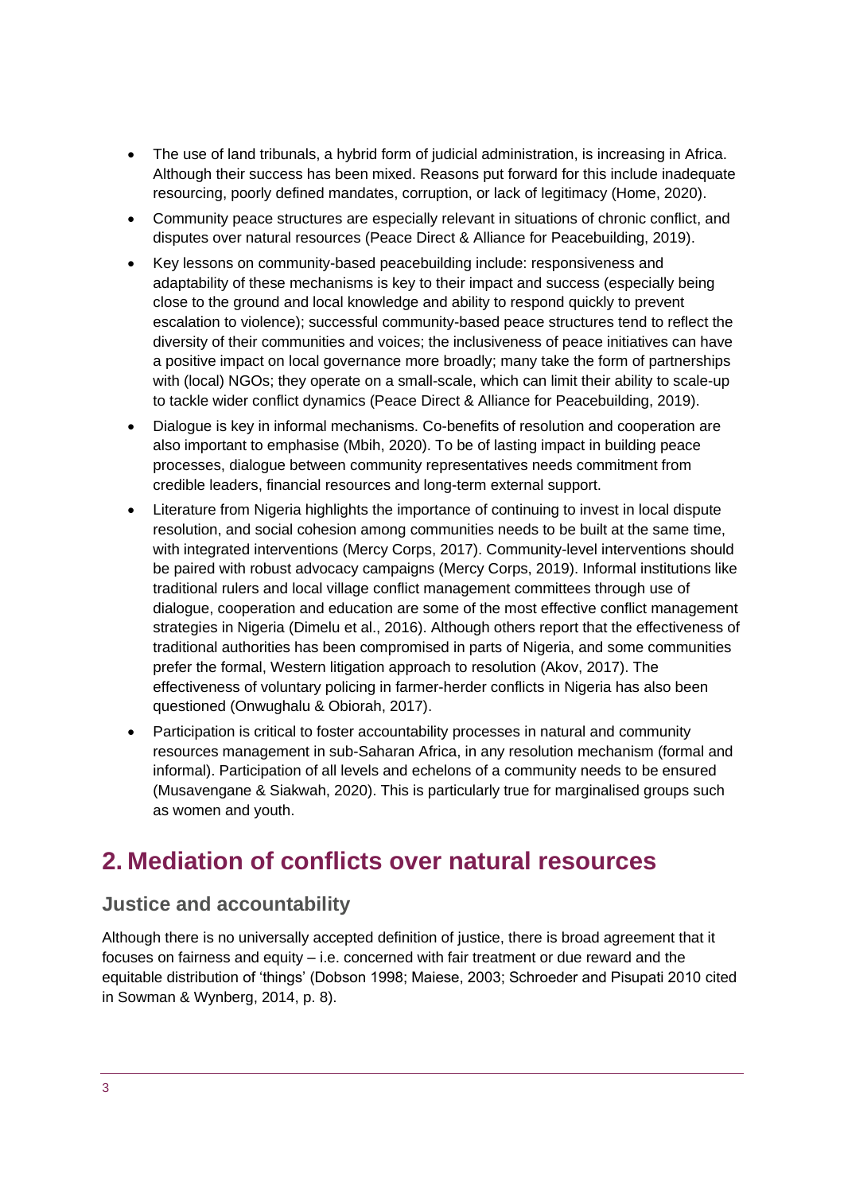- The use of land tribunals, a hybrid form of judicial administration, is increasing in Africa. Although their success has been mixed. Reasons put forward for this include inadequate resourcing, poorly defined mandates, corruption, or lack of legitimacy (Home, 2020).
- Community peace structures are especially relevant in situations of chronic conflict, and disputes over natural resources (Peace Direct & Alliance for Peacebuilding, 2019).
- Key lessons on community-based peacebuilding include: responsiveness and adaptability of these mechanisms is key to their impact and success (especially being close to the ground and local knowledge and ability to respond quickly to prevent escalation to violence); successful community-based peace structures tend to reflect the diversity of their communities and voices; the inclusiveness of peace initiatives can have a positive impact on local governance more broadly; many take the form of partnerships with (local) NGOs; they operate on a small-scale, which can limit their ability to scale-up to tackle wider conflict dynamics (Peace Direct & Alliance for Peacebuilding, 2019).
- Dialogue is key in informal mechanisms. Co-benefits of resolution and cooperation are also important to emphasise (Mbih, 2020). To be of lasting impact in building peace processes, dialogue between community representatives needs commitment from credible leaders, financial resources and long-term external support.
- Literature from Nigeria highlights the importance of continuing to invest in local dispute resolution, and social cohesion among communities needs to be built at the same time, with integrated interventions (Mercy Corps, 2017). Community-level interventions should be paired with robust advocacy campaigns (Mercy Corps, 2019). Informal institutions like traditional rulers and local village conflict management committees through use of dialogue, cooperation and education are some of the most effective conflict management strategies in Nigeria (Dimelu et al., 2016). Although others report that the effectiveness of traditional authorities has been compromised in parts of Nigeria, and some communities prefer the formal, Western litigation approach to resolution (Akov, 2017). The effectiveness of voluntary policing in farmer-herder conflicts in Nigeria has also been questioned (Onwughalu & Obiorah, 2017).
- Participation is critical to foster accountability processes in natural and community resources management in sub-Saharan Africa, in any resolution mechanism (formal and informal). Participation of all levels and echelons of a community needs to be ensured (Musavengane & Siakwah, 2020). This is particularly true for marginalised groups such as women and youth.

# 2. Mediation of conflicts over natural resources

## Justice and accountability

Although there is no universally accepted definition of justice, there is broad agreement that it focuses on fairness and equity – i.e. concerned with fair treatment or due reward and the equitable distribution of 'things' (Dobson 1998; Maiese, 2003; Schroeder and Pisupati 2010 cited in Sowman & Wynberg, 2014, p. 8).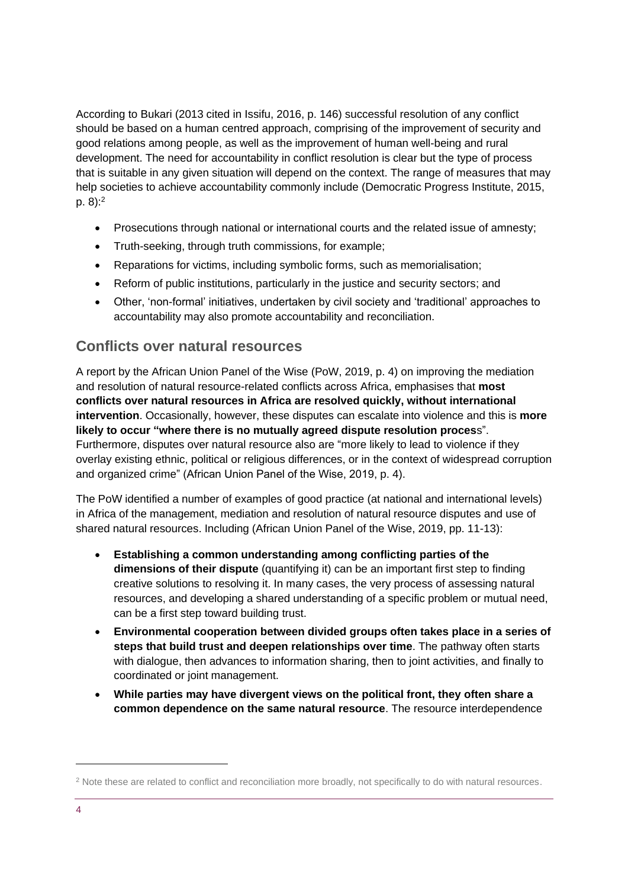According to Bukari (2013 cited in Issifu, 2016, p. 146) successful resolution of any conflict should be based on a human centred approach, comprising of the improvement of security and good relations among people, as well as the improvement of human well-being and rural development. The need for accountability in conflict resolution is clear but the type of process that is suitable in any given situation will depend on the context. The range of measures that may help societies to achieve accountability commonly include (Democratic Progress Institute, 2015, p. 8):[2]

- Prosecutions through national or international courts and the related issue of amnesty;
- Truth-seeking, through truth commissions, for example;
- Reparations for victims, including symbolic forms, such as memorialisation;
- Reform of public institutions, particularly in the justice and security sectors; and
- Other, 'non-formal' initiatives, undertaken by civil society and 'traditional' approaches to accountability may also promote accountability and reconciliation.

## Conflicts over natural resources

A report by the African Union Panel of the Wise (PoW, 2019, p. 4) on improving the mediation and resolution of natural resource-related conflicts across Africa, emphasises that **most conflicts over natural resources in Africa are resolved quickly, without international intervention**. Occasionally, however, these disputes can escalate into violence and this is **more likely to occur "where there is no mutually agreed dispute resolution process**". Furthermore, disputes over natural resource also are "more likely to lead to violence if they overlay existing ethnic, political or religious differences, or in the context of widespread corruption and organized crime" (African Union Panel of the Wise, 2019, p. 4).

The PoW identified a number of examples of good practice (at national and international levels) in Africa of the management, mediation and resolution of natural resource disputes and use of shared natural resources. Including (African Union Panel of the Wise, 2019, pp. 11-13):

- **Establishing a common understanding among conflicting parties of the dimensions of their dispute** (quantifying it) can be an important first step to finding creative solutions to resolving it. In many cases, the very process of assessing natural resources, and developing a shared understanding of a specific problem or mutual need, can be a first step toward building trust.
- **Environmental cooperation between divided groups often takes place in a series of steps that build trust and deepen relationships over time**. The pathway often starts with dialogue, then advances to information sharing, then to joint activities, and finally to coordinated or joint management.
- **While parties may have divergent views on the political front, they often share a common dependence on the same natural resource**. The resource interdependence

[2] Note these are related to conflict and reconciliation more broadly, not specifically to do with natural resources.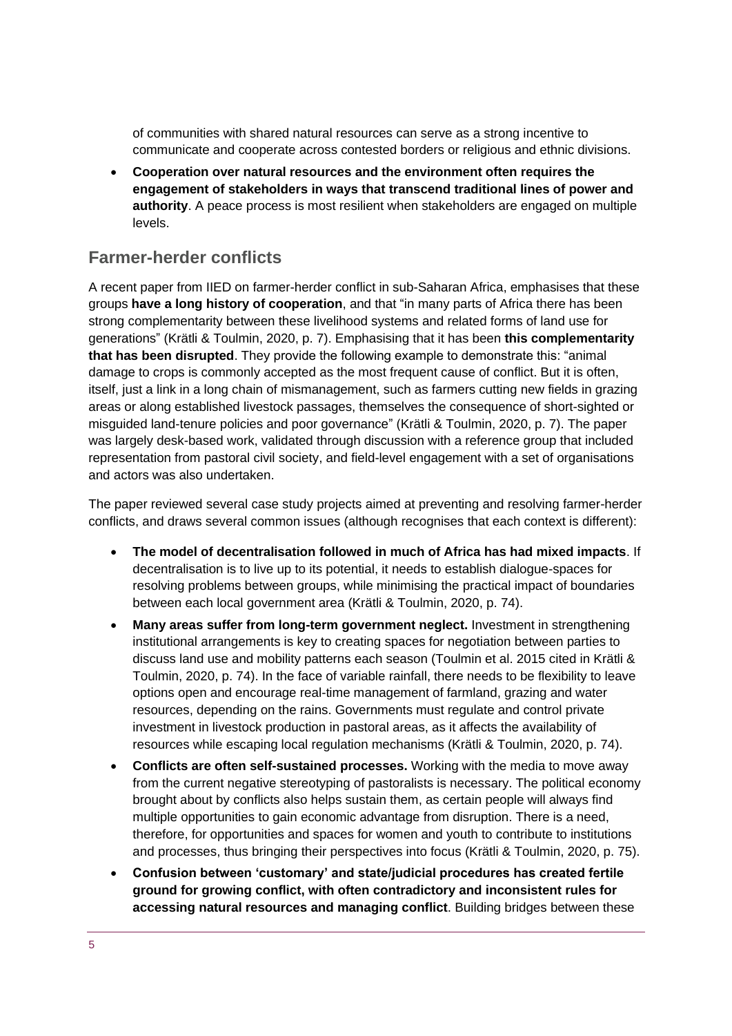of communities with shared natural resources can serve as a strong incentive to communicate and cooperate across contested borders or religious and ethnic divisions.

- **Cooperation over natural resources and the environment often requires the engagement of stakeholders in ways that transcend traditional lines of power and authority**. A peace process is most resilient when stakeholders are engaged on multiple levels.

## Farmer-herder conflicts

A recent paper from IIED on farmer-herder conflict in sub-Saharan Africa, emphasises that these groups **have a long history of cooperation**, and that "in many parts of Africa there has been strong complementarity between these livelihood systems and related forms of land use for generations" (Krätli & Toulmin, 2020, p. 7). Emphasising that it has been **this complementarity that has been disrupted**. They provide the following example to demonstrate this: "animal damage to crops is commonly accepted as the most frequent cause of conflict. But it is often, itself, just a link in a long chain of mismanagement, such as farmers cutting new fields in grazing areas or along established livestock passages, themselves the consequence of short-sighted or misguided land-tenure policies and poor governance" (Krätli & Toulmin, 2020, p. 7). The paper was largely desk-based work, validated through discussion with a reference group that included representation from pastoral civil society, and field-level engagement with a set of organisations and actors was also undertaken.

The paper reviewed several case study projects aimed at preventing and resolving farmer-herder conflicts, and draws several common issues (although recognises that each context is different):

- **The model of decentralisation followed in much of Africa has had mixed impacts**. If decentralisation is to live up to its potential, it needs to establish dialogue-spaces for resolving problems between groups, while minimising the practical impact of boundaries between each local government area (Krätli & Toulmin, 2020, p. 74).
- **Many areas suffer from long-term government neglect.** Investment in strengthening institutional arrangements is key to creating spaces for negotiation between parties to discuss land use and mobility patterns each season (Toulmin et al. 2015 cited in Krätli & Toulmin, 2020, p. 74). In the face of variable rainfall, there needs to be flexibility to leave options open and encourage real-time management of farmland, grazing and water resources, depending on the rains. Governments must regulate and control private investment in livestock production in pastoral areas, as it affects the availability of resources while escaping local regulation mechanisms (Krätli & Toulmin, 2020, p. 74).
- **Conflicts are often self-sustained processes.** Working with the media to move away from the current negative stereotyping of pastoralists is necessary. The political economy brought about by conflicts also helps sustain them, as certain people will always find multiple opportunities to gain economic advantage from disruption. There is a need, therefore, for opportunities and spaces for women and youth to contribute to institutions and processes, thus bringing their perspectives into focus (Krätli & Toulmin, 2020, p. 75).
- **Confusion between 'customary' and state/judicial procedures has created fertile ground for growing conflict, with often contradictory and inconsistent rules for accessing natural resources and managing conflict**. Building bridges between these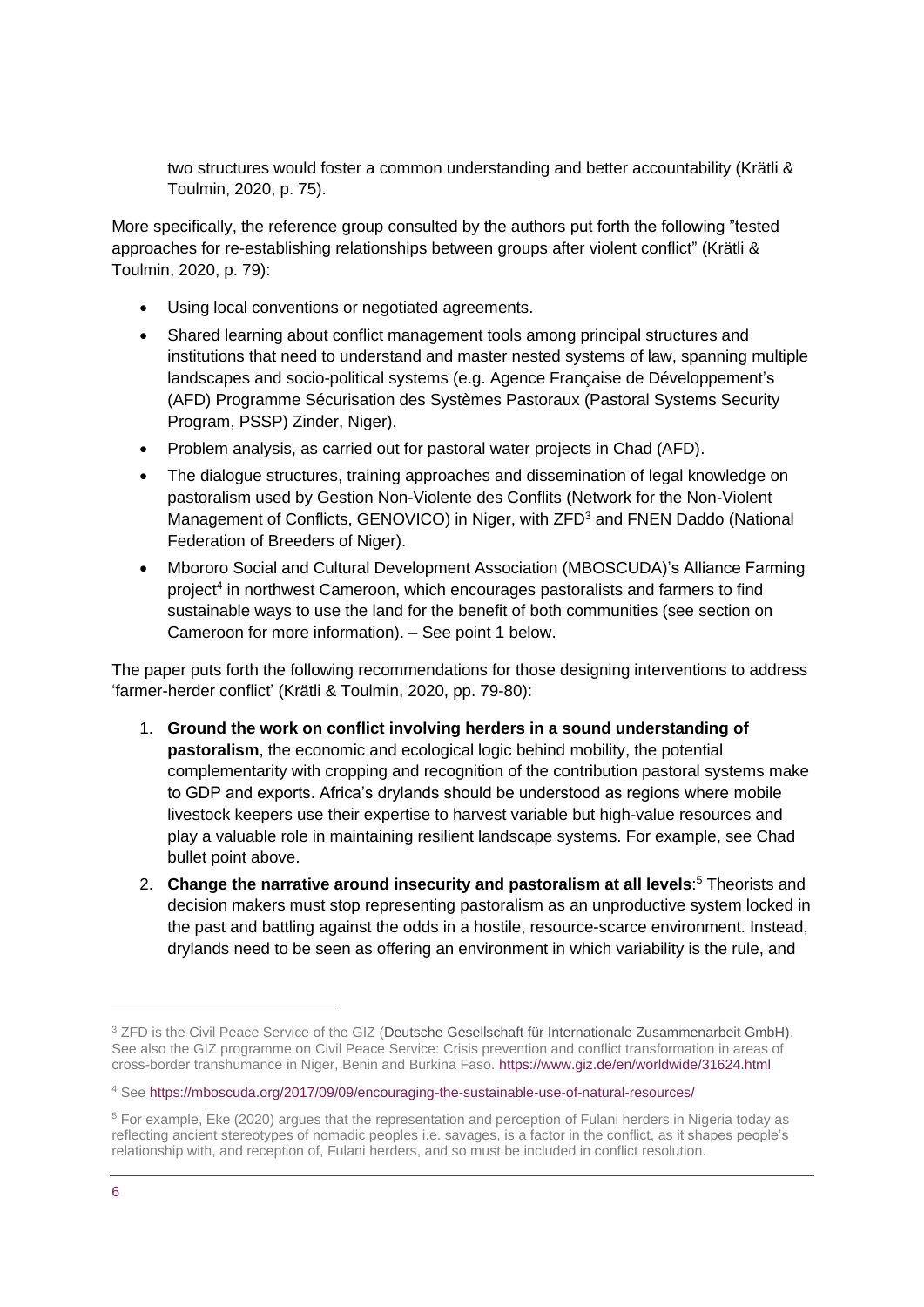two structures would foster a common understanding and better accountability (Krätli & Toulmin, 2020, p. 75).

More specifically, the reference group consulted by the authors put forth the following ”tested approaches for re-establishing relationships between groups after violent conflict” (Krätli & Toulmin, 2020, p. 79):

- Using local conventions or negotiated agreements.
- Shared learning about conflict management tools among principal structures and institutions that need to understand and master nested systems of law, spanning multiple landscapes and socio-political systems (e.g. Agence Française de Développement's (AFD) Programme Sécurisation des Systèmes Pastoraux (Pastoral Systems Security Program, PSSP) Zinder, Niger).
- Problem analysis, as carried out for pastoral water projects in Chad (AFD).
- The dialogue structures, training approaches and dissemination of legal knowledge on pastoralism used by Gestion Non-Violente des Conflits (Network for the Non-Violent Management of Conflicts, GENOVICO) in Niger, with ZFD[3] and FNEN Daddo (National Federation of Breeders of Niger).
- Mbororo Social and Cultural Development Association (MBOSCUDA)'s Alliance Farming project[4] in northwest Cameroon, which encourages pastoralists and farmers to find sustainable ways to use the land for the benefit of both communities (see section on Cameroon for more information). – See point 1 below.

The paper puts forth the following recommendations for those designing interventions to address 'farmer-herder conflict' (Krätli & Toulmin, 2020, pp. 79-80):

1. **Ground the work on conflict involving herders in a sound understanding of pastoralism**, the economic and ecological logic behind mobility, the potential complementarity with cropping and recognition of the contribution pastoral systems make to GDP and exports. Africa's drylands should be understood as regions where mobile livestock keepers use their expertise to harvest variable but high-value resources and play a valuable role in maintaining resilient landscape systems. For example, see Chad bullet point above.
2. **Change the narrative around insecurity and pastoralism at all levels**:[5] Theorists and decision makers must stop representing pastoralism as an unproductive system locked in the past and battling against the odds in a hostile, resource-scarce environment. Instead, drylands need to be seen as offering an environment in which variability is the rule, and

---

[3] ZFD is the Civil Peace Service of the GIZ (Deutsche Gesellschaft für Internationale Zusammenarbeit GmbH). See also the GIZ programme on Civil Peace Service: Crisis prevention and conflict transformation in areas of cross-border transhumance in Niger, Benin and Burkina Faso. https://www.giz.de/en/worldwide/31624.html

[4] See https://mboscuda.org/2017/09/09/encouraging-the-sustainable-use-of-natural-resources/

[5] For example, Eke (2020) argues that the representation and perception of Fulani herders in Nigeria today as reflecting ancient stereotypes of nomadic peoples i.e. savages, is a factor in the conflict, as it shapes people's relationship with, and reception of, Fulani herders, and so must be included in conflict resolution.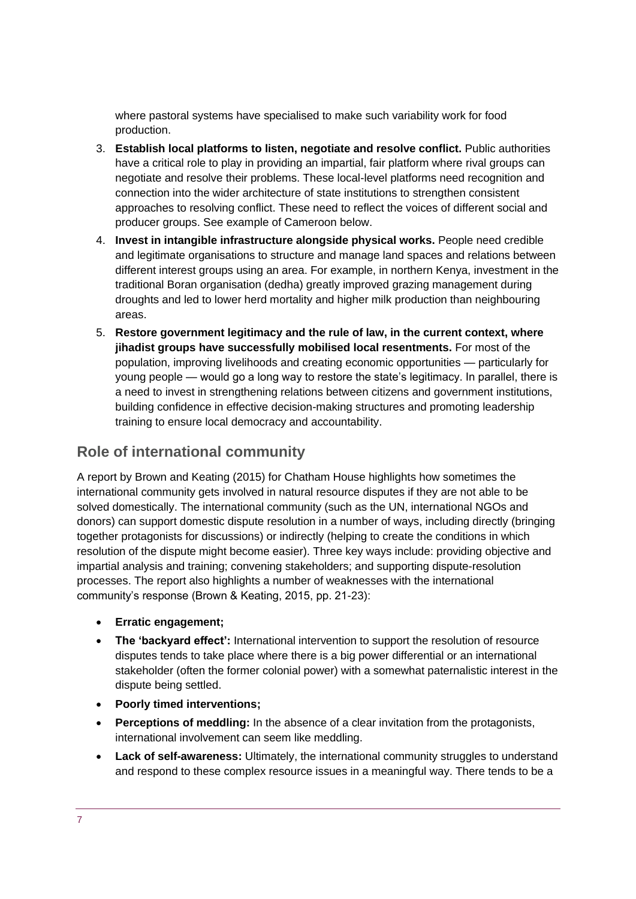where pastoral systems have specialised to make such variability work for food production.

3. **Establish local platforms to listen, negotiate and resolve conflict.** Public authorities have a critical role to play in providing an impartial, fair platform where rival groups can negotiate and resolve their problems. These local-level platforms need recognition and connection into the wider architecture of state institutions to strengthen consistent approaches to resolving conflict. These need to reflect the voices of different social and producer groups. See example of Cameroon below.
4. **Invest in intangible infrastructure alongside physical works.** People need credible and legitimate organisations to structure and manage land spaces and relations between different interest groups using an area. For example, in northern Kenya, investment in the traditional Boran organisation (dedha) greatly improved grazing management during droughts and led to lower herd mortality and higher milk production than neighbouring areas.
5. **Restore government legitimacy and the rule of law, in the current context, where jihadist groups have successfully mobilised local resentments.** For most of the population, improving livelihoods and creating economic opportunities — particularly for young people — would go a long way to restore the state's legitimacy. In parallel, there is a need to invest in strengthening relations between citizens and government institutions, building confidence in effective decision-making structures and promoting leadership training to ensure local democracy and accountability.

## Role of international community

A report by Brown and Keating (2015) for Chatham House highlights how sometimes the international community gets involved in natural resource disputes if they are not able to be solved domestically. The international community (such as the UN, international NGOs and donors) can support domestic dispute resolution in a number of ways, including directly (bringing together protagonists for discussions) or indirectly (helping to create the conditions in which resolution of the dispute might become easier). Three key ways include: providing objective and impartial analysis and training; convening stakeholders; and supporting dispute-resolution processes. The report also highlights a number of weaknesses with the international community's response (Brown & Keating, 2015, pp. 21-23):

- **Erratic engagement;**
- **The 'backyard effect':** International intervention to support the resolution of resource disputes tends to take place where there is a big power differential or an international stakeholder (often the former colonial power) with a somewhat paternalistic interest in the dispute being settled.
- **Poorly timed interventions;**
- **Perceptions of meddling:** In the absence of a clear invitation from the protagonists, international involvement can seem like meddling.
- **Lack of self-awareness:** Ultimately, the international community struggles to understand and respond to these complex resource issues in a meaningful way. There tends to be a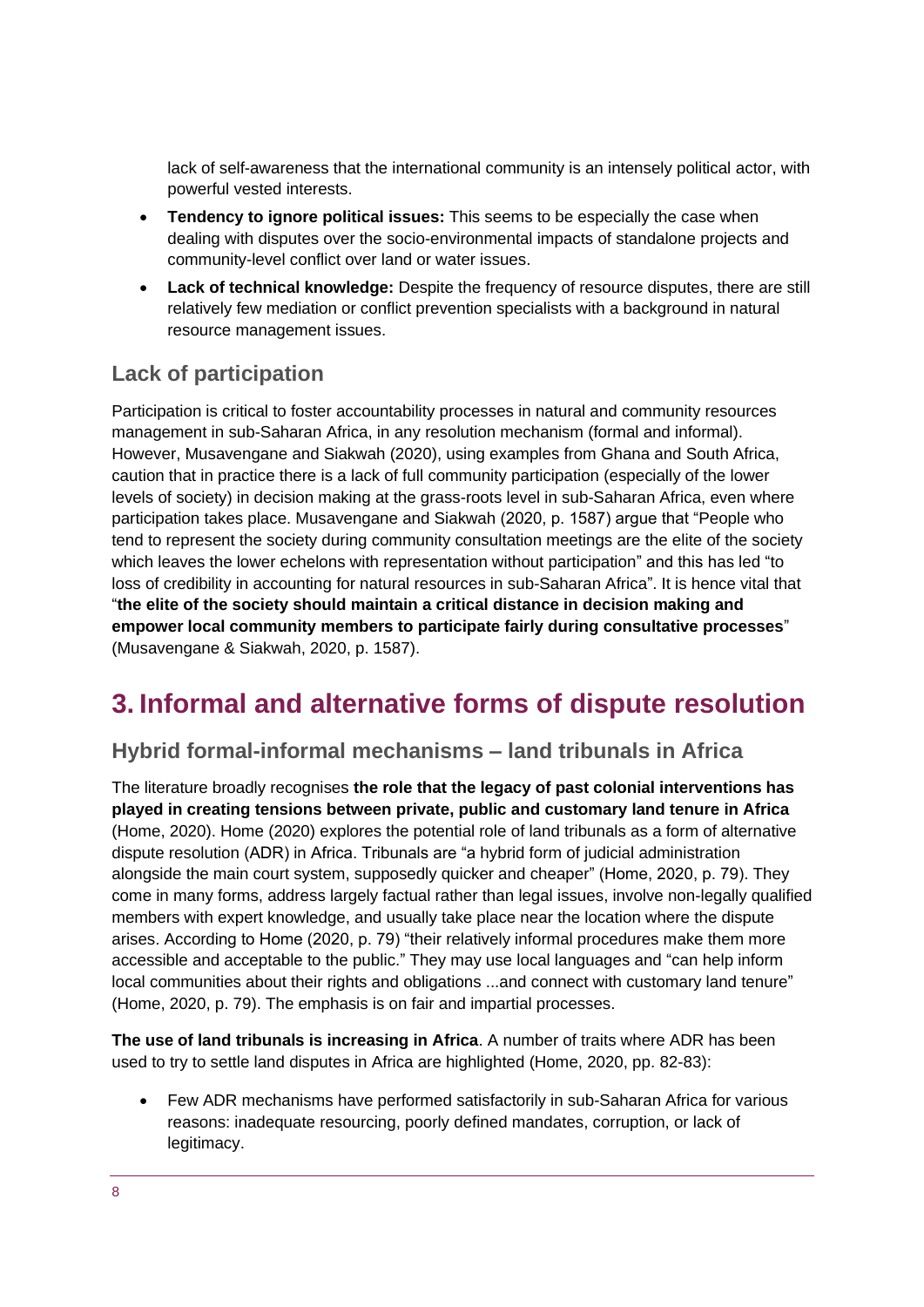lack of self-awareness that the international community is an intensely political actor, with powerful vested interests.

- **Tendency to ignore political issues:** This seems to be especially the case when dealing with disputes over the socio-environmental impacts of standalone projects and community-level conflict over land or water issues.
- **Lack of technical knowledge:** Despite the frequency of resource disputes, there are still relatively few mediation or conflict prevention specialists with a background in natural resource management issues.

### Lack of participation

Participation is critical to foster accountability processes in natural and community resources management in sub-Saharan Africa, in any resolution mechanism (formal and informal). However, Musavengane and Siakwah (2020), using examples from Ghana and South Africa, caution that in practice there is a lack of full community participation (especially of the lower levels of society) in decision making at the grass-roots level in sub-Saharan Africa, even where participation takes place. Musavengane and Siakwah (2020, p. 1587) argue that "People who tend to represent the society during community consultation meetings are the elite of the society which leaves the lower echelons with representation without participation" and this has led "to loss of credibility in accounting for natural resources in sub-Saharan Africa". It is hence vital that "**the elite of the society should maintain a critical distance in decision making and empower local community members to participate fairly during consultative processes**" (Musavengane & Siakwah, 2020, p. 1587).

## 3. Informal and alternative forms of dispute resolution

### Hybrid formal-informal mechanisms – land tribunals in Africa

The literature broadly recognises **the role that the legacy of past colonial interventions has played in creating tensions between private, public and customary land tenure in Africa** (Home, 2020). Home (2020) explores the potential role of land tribunals as a form of alternative dispute resolution (ADR) in Africa. Tribunals are "a hybrid form of judicial administration alongside the main court system, supposedly quicker and cheaper" (Home, 2020, p. 79). They come in many forms, address largely factual rather than legal issues, involve non-legally qualified members with expert knowledge, and usually take place near the location where the dispute arises. According to Home (2020, p. 79) "their relatively informal procedures make them more accessible and acceptable to the public." They may use local languages and "can help inform local communities about their rights and obligations ...and connect with customary land tenure" (Home, 2020, p. 79). The emphasis is on fair and impartial processes.

**The use of land tribunals is increasing in Africa**. A number of traits where ADR has been used to try to settle land disputes in Africa are highlighted (Home, 2020, pp. 82-83):

- Few ADR mechanisms have performed satisfactorily in sub-Saharan Africa for various reasons: inadequate resourcing, poorly defined mandates, corruption, or lack of legitimacy.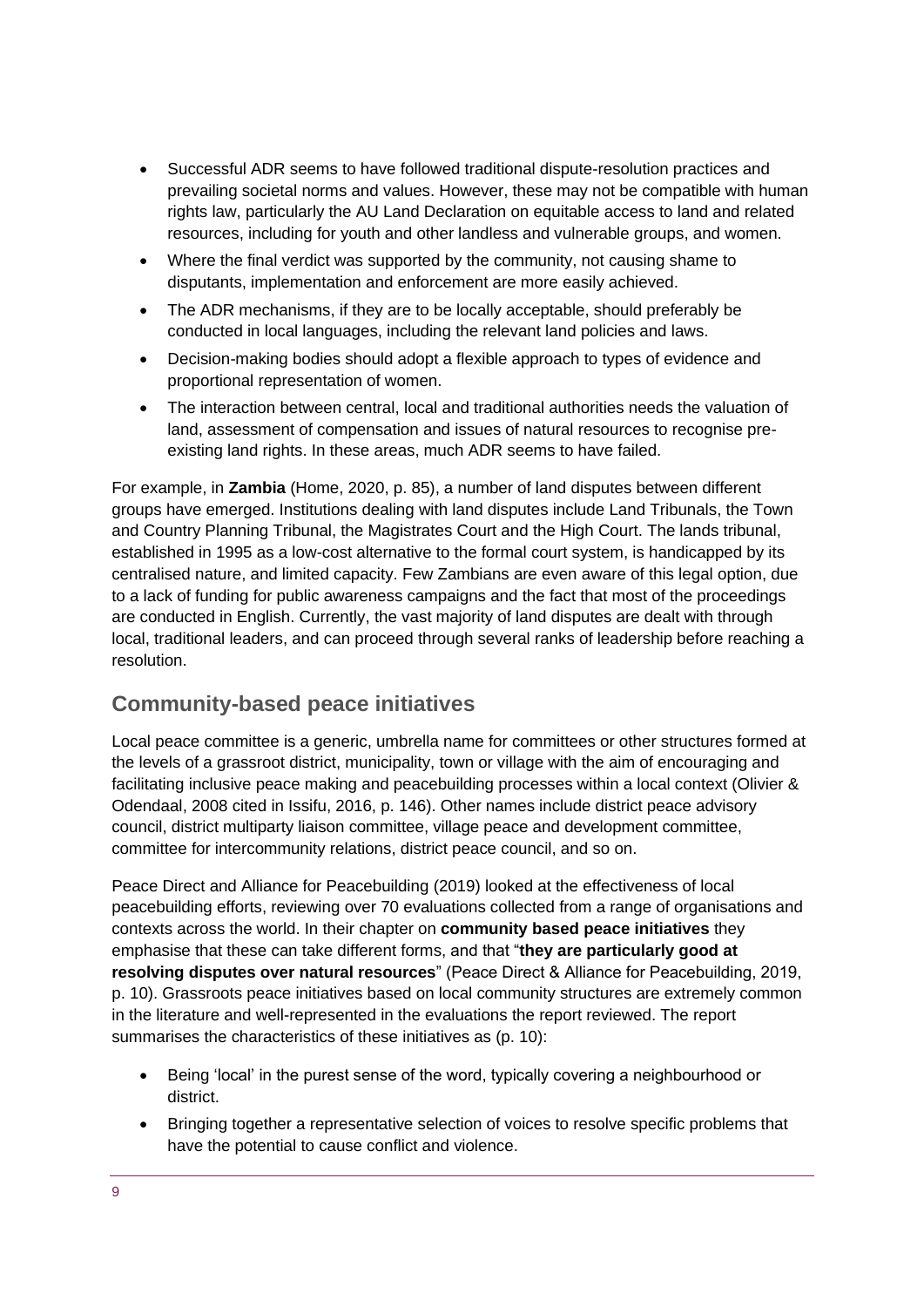- Successful ADR seems to have followed traditional dispute-resolution practices and prevailing societal norms and values. However, these may not be compatible with human rights law, particularly the AU Land Declaration on equitable access to land and related resources, including for youth and other landless and vulnerable groups, and women.
- Where the final verdict was supported by the community, not causing shame to disputants, implementation and enforcement are more easily achieved.
- The ADR mechanisms, if they are to be locally acceptable, should preferably be conducted in local languages, including the relevant land policies and laws.
- Decision-making bodies should adopt a flexible approach to types of evidence and proportional representation of women.
- The interaction between central, local and traditional authorities needs the valuation of land, assessment of compensation and issues of natural resources to recognise pre-existing land rights. In these areas, much ADR seems to have failed.

For example, in **Zambia** (Home, 2020, p. 85), a number of land disputes between different groups have emerged. Institutions dealing with land disputes include Land Tribunals, the Town and Country Planning Tribunal, the Magistrates Court and the High Court. The lands tribunal, established in 1995 as a low-cost alternative to the formal court system, is handicapped by its centralised nature, and limited capacity. Few Zambians are even aware of this legal option, due to a lack of funding for public awareness campaigns and the fact that most of the proceedings are conducted in English. Currently, the vast majority of land disputes are dealt with through local, traditional leaders, and can proceed through several ranks of leadership before reaching a resolution.

## Community-based peace initiatives

Local peace committee is a generic, umbrella name for committees or other structures formed at the levels of a grassroot district, municipality, town or village with the aim of encouraging and facilitating inclusive peace making and peacebuilding processes within a local context (Olivier & Odendaal, 2008 cited in Issifu, 2016, p. 146). Other names include district peace advisory council, district multiparty liaison committee, village peace and development committee, committee for intercommunity relations, district peace council, and so on.

Peace Direct and Alliance for Peacebuilding (2019) looked at the effectiveness of local peacebuilding efforts, reviewing over 70 evaluations collected from a range of organisations and contexts across the world. In their chapter on **community based peace initiatives** they emphasise that these can take different forms, and that "**they are particularly good at resolving disputes over natural resources**" (Peace Direct & Alliance for Peacebuilding, 2019, p. 10). Grassroots peace initiatives based on local community structures are extremely common in the literature and well-represented in the evaluations the report reviewed. The report summarises the characteristics of these initiatives as (p. 10):

- Being 'local' in the purest sense of the word, typically covering a neighbourhood or district.
- Bringing together a representative selection of voices to resolve specific problems that have the potential to cause conflict and violence.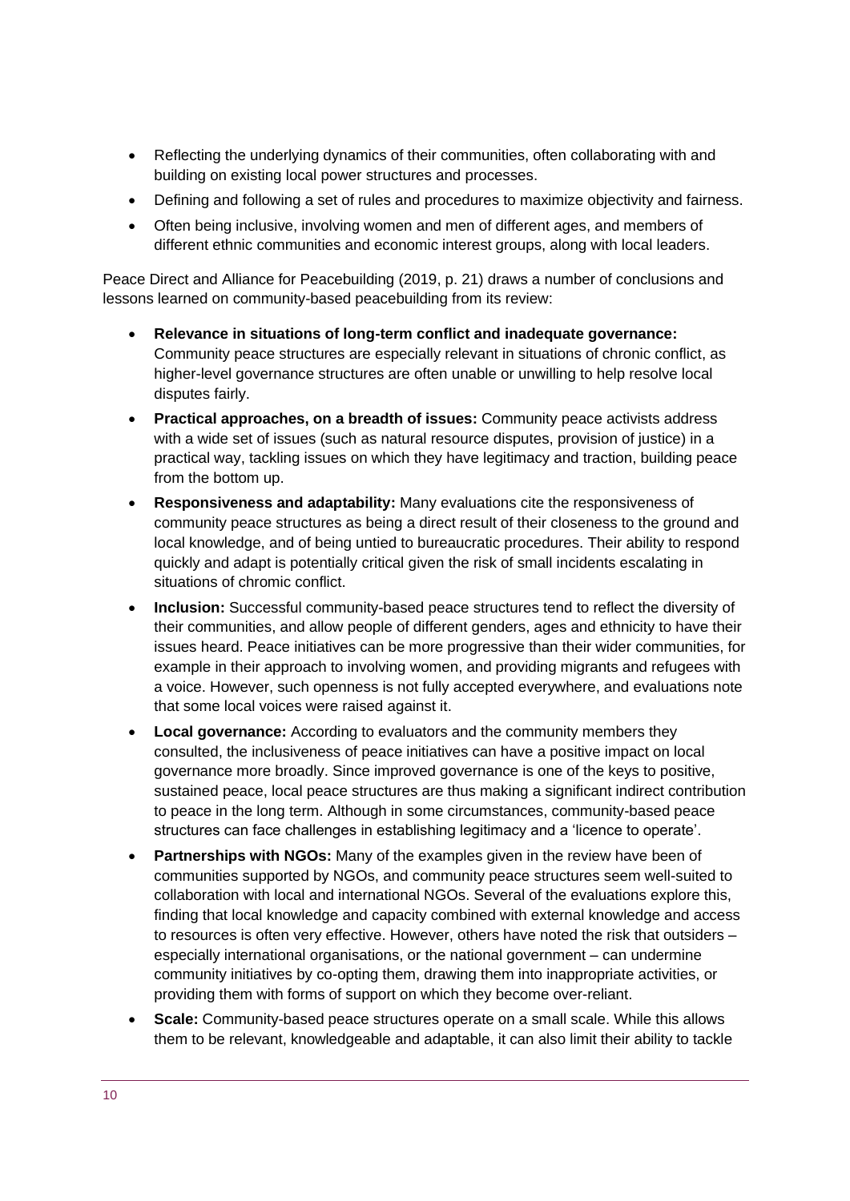- Reflecting the underlying dynamics of their communities, often collaborating with and building on existing local power structures and processes.
- Defining and following a set of rules and procedures to maximize objectivity and fairness.
- Often being inclusive, involving women and men of different ages, and members of different ethnic communities and economic interest groups, along with local leaders.

Peace Direct and Alliance for Peacebuilding (2019, p. 21) draws a number of conclusions and lessons learned on community-based peacebuilding from its review:

- **Relevance in situations of long-term conflict and inadequate governance:** Community peace structures are especially relevant in situations of chronic conflict, as higher-level governance structures are often unable or unwilling to help resolve local disputes fairly.
- **Practical approaches, on a breadth of issues:** Community peace activists address with a wide set of issues (such as natural resource disputes, provision of justice) in a practical way, tackling issues on which they have legitimacy and traction, building peace from the bottom up.
- **Responsiveness and adaptability:** Many evaluations cite the responsiveness of community peace structures as being a direct result of their closeness to the ground and local knowledge, and of being untied to bureaucratic procedures. Their ability to respond quickly and adapt is potentially critical given the risk of small incidents escalating in situations of chromic conflict.
- **Inclusion:** Successful community-based peace structures tend to reflect the diversity of their communities, and allow people of different genders, ages and ethnicity to have their issues heard. Peace initiatives can be more progressive than their wider communities, for example in their approach to involving women, and providing migrants and refugees with a voice. However, such openness is not fully accepted everywhere, and evaluations note that some local voices were raised against it.
- **Local governance:** According to evaluators and the community members they consulted, the inclusiveness of peace initiatives can have a positive impact on local governance more broadly. Since improved governance is one of the keys to positive, sustained peace, local peace structures are thus making a significant indirect contribution to peace in the long term. Although in some circumstances, community-based peace structures can face challenges in establishing legitimacy and a 'licence to operate'.
- **Partnerships with NGOs:** Many of the examples given in the review have been of communities supported by NGOs, and community peace structures seem well-suited to collaboration with local and international NGOs. Several of the evaluations explore this, finding that local knowledge and capacity combined with external knowledge and access to resources is often very effective. However, others have noted the risk that outsiders – especially international organisations, or the national government – can undermine community initiatives by co-opting them, drawing them into inappropriate activities, or providing them with forms of support on which they become over-reliant.
- **Scale:** Community-based peace structures operate on a small scale. While this allows them to be relevant, knowledgeable and adaptable, it can also limit their ability to tackle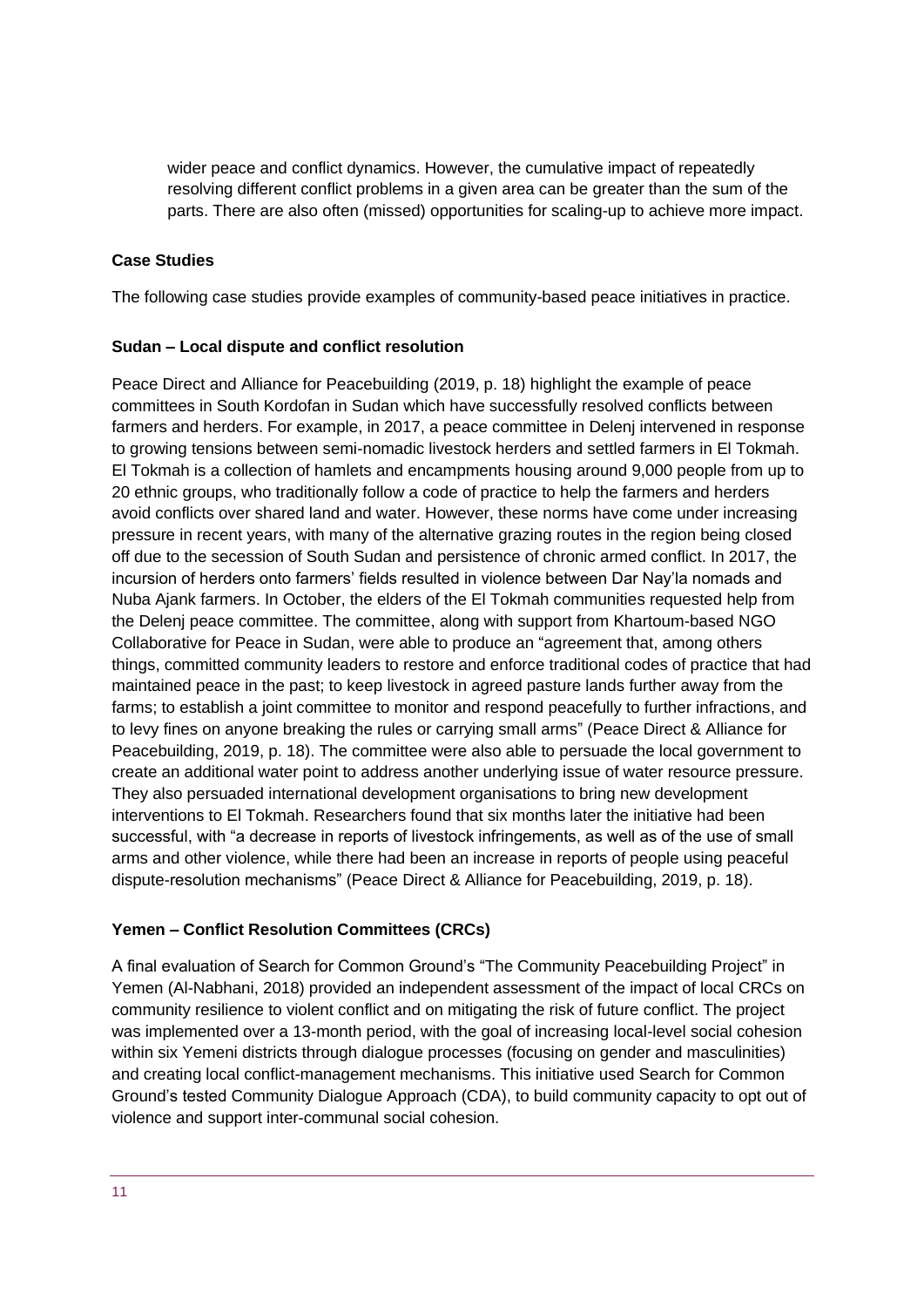wider peace and conflict dynamics. However, the cumulative impact of repeatedly resolving different conflict problems in a given area can be greater than the sum of the parts. There are also often (missed) opportunities for scaling-up to achieve more impact.

## Case Studies

The following case studies provide examples of community-based peace initiatives in practice.

### Sudan – Local dispute and conflict resolution

Peace Direct and Alliance for Peacebuilding (2019, p. 18) highlight the example of peace committees in South Kordofan in Sudan which have successfully resolved conflicts between farmers and herders. For example, in 2017, a peace committee in Delenj intervened in response to growing tensions between semi-nomadic livestock herders and settled farmers in El Tokmah. El Tokmah is a collection of hamlets and encampments housing around 9,000 people from up to 20 ethnic groups, who traditionally follow a code of practice to help the farmers and herders avoid conflicts over shared land and water. However, these norms have come under increasing pressure in recent years, with many of the alternative grazing routes in the region being closed off due to the secession of South Sudan and persistence of chronic armed conflict. In 2017, the incursion of herders onto farmers' fields resulted in violence between Dar Nay'la nomads and Nuba Ajank farmers. In October, the elders of the El Tokmah communities requested help from the Delenj peace committee. The committee, along with support from Khartoum-based NGO Collaborative for Peace in Sudan, were able to produce an "agreement that, among others things, committed community leaders to restore and enforce traditional codes of practice that had maintained peace in the past; to keep livestock in agreed pasture lands further away from the farms; to establish a joint committee to monitor and respond peacefully to further infractions, and to levy fines on anyone breaking the rules or carrying small arms" (Peace Direct & Alliance for Peacebuilding, 2019, p. 18). The committee were also able to persuade the local government to create an additional water point to address another underlying issue of water resource pressure. They also persuaded international development organisations to bring new development interventions to El Tokmah. Researchers found that six months later the initiative had been successful, with "a decrease in reports of livestock infringements, as well as of the use of small arms and other violence, while there had been an increase in reports of people using peaceful dispute-resolution mechanisms" (Peace Direct & Alliance for Peacebuilding, 2019, p. 18).

### Yemen – Conflict Resolution Committees (CRCs)

A final evaluation of Search for Common Ground's "The Community Peacebuilding Project" in Yemen (Al-Nabhani, 2018) provided an independent assessment of the impact of local CRCs on community resilience to violent conflict and on mitigating the risk of future conflict. The project was implemented over a 13-month period, with the goal of increasing local-level social cohesion within six Yemeni districts through dialogue processes (focusing on gender and masculinities) and creating local conflict-management mechanisms. This initiative used Search for Common Ground's tested Community Dialogue Approach (CDA), to build community capacity to opt out of violence and support inter-communal social cohesion.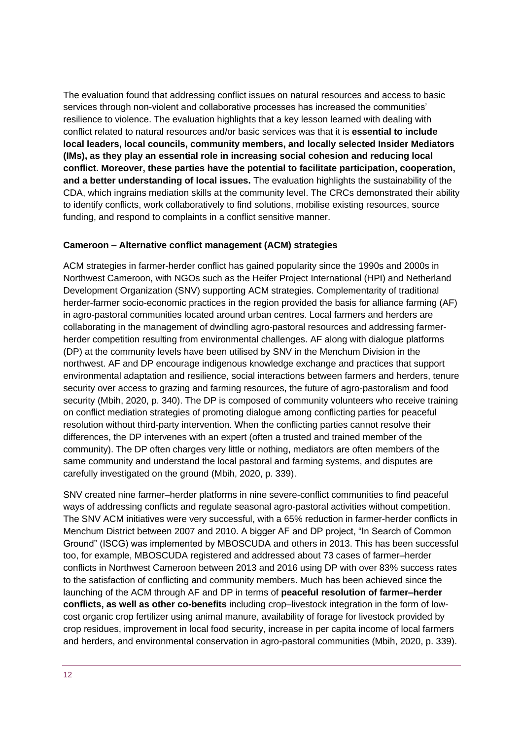The evaluation found that addressing conflict issues on natural resources and access to basic services through non-violent and collaborative processes has increased the communities' resilience to violence. The evaluation highlights that a key lesson learned with dealing with conflict related to natural resources and/or basic services was that it is **essential to include local leaders, local councils, community members, and locally selected Insider Mediators (IMs), as they play an essential role in increasing social cohesion and reducing local conflict. Moreover, these parties have the potential to facilitate participation, cooperation, and a better understanding of local issues.** The evaluation highlights the sustainability of the CDA, which ingrains mediation skills at the community level. The CRCs demonstrated their ability to identify conflicts, work collaboratively to find solutions, mobilise existing resources, source funding, and respond to complaints in a conflict sensitive manner.

**Cameroon – Alternative conflict management (ACM) strategies**

ACM strategies in farmer-herder conflict has gained popularity since the 1990s and 2000s in Northwest Cameroon, with NGOs such as the Heifer Project International (HPI) and Netherland Development Organization (SNV) supporting ACM strategies. Complementarity of traditional herder-farmer socio-economic practices in the region provided the basis for alliance farming (AF) in agro-pastoral communities located around urban centres. Local farmers and herders are collaborating in the management of dwindling agro-pastoral resources and addressing farmer-herder competition resulting from environmental challenges. AF along with dialogue platforms (DP) at the community levels have been utilised by SNV in the Menchum Division in the northwest. AF and DP encourage indigenous knowledge exchange and practices that support environmental adaptation and resilience, social interactions between farmers and herders, tenure security over access to grazing and farming resources, the future of agro-pastoralism and food security (Mbih, 2020, p. 340). The DP is composed of community volunteers who receive training on conflict mediation strategies of promoting dialogue among conflicting parties for peaceful resolution without third-party intervention. When the conflicting parties cannot resolve their differences, the DP intervenes with an expert (often a trusted and trained member of the community). The DP often charges very little or nothing, mediators are often members of the same community and understand the local pastoral and farming systems, and disputes are carefully investigated on the ground (Mbih, 2020, p. 339).

SNV created nine farmer–herder platforms in nine severe-conflict communities to find peaceful ways of addressing conflicts and regulate seasonal agro-pastoral activities without competition. The SNV ACM initiatives were very successful, with a 65% reduction in farmer-herder conflicts in Menchum District between 2007 and 2010. A bigger AF and DP project, "In Search of Common Ground" (ISCG) was implemented by MBOSCUDA and others in 2013. This has been successful too, for example, MBOSCUDA registered and addressed about 73 cases of farmer–herder conflicts in Northwest Cameroon between 2013 and 2016 using DP with over 83% success rates to the satisfaction of conflicting and community members. Much has been achieved since the launching of the ACM through AF and DP in terms of **peaceful resolution of farmer–herder conflicts, as well as other co-benefits** including crop–livestock integration in the form of low-cost organic crop fertilizer using animal manure, availability of forage for livestock provided by crop residues, improvement in local food security, increase in per capita income of local farmers and herders, and environmental conservation in agro-pastoral communities (Mbih, 2020, p. 339).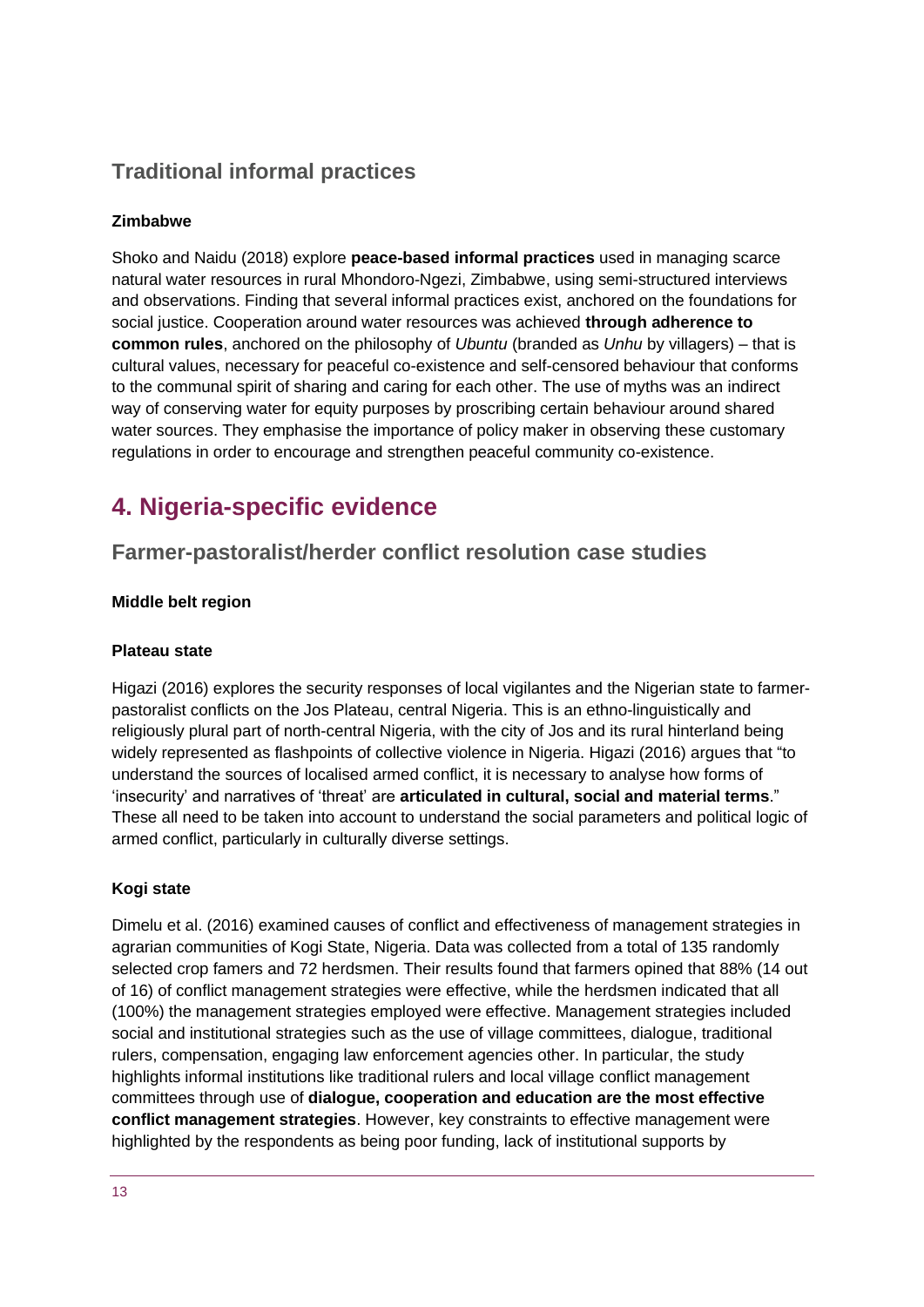### Traditional informal practices

#### Zimbabwe

Shoko and Naidu (2018) explore **peace-based informal practices** used in managing scarce natural water resources in rural Mhondoro-Ngezi, Zimbabwe, using semi-structured interviews and observations. Finding that several informal practices exist, anchored on the foundations for social justice. Cooperation around water resources was achieved **through adherence to common rules**, anchored on the philosophy of *Ubuntu* (branded as *Unhu* by villagers) – that is cultural values, necessary for peaceful co-existence and self-censored behaviour that conforms to the communal spirit of sharing and caring for each other. The use of myths was an indirect way of conserving water for equity purposes by proscribing certain behaviour around shared water sources. They emphasise the importance of policy maker in observing these customary regulations in order to encourage and strengthen peaceful community co-existence.

## 4. Nigeria-specific evidence

### Farmer-pastoralist/herder conflict resolution case studies

#### Middle belt region

#### Plateau state

Higazi (2016) explores the security responses of local vigilantes and the Nigerian state to farmer-pastoralist conflicts on the Jos Plateau, central Nigeria. This is an ethno-linguistically and religiously plural part of north-central Nigeria, with the city of Jos and its rural hinterland being widely represented as flashpoints of collective violence in Nigeria. Higazi (2016) argues that "to understand the sources of localised armed conflict, it is necessary to analyse how forms of 'insecurity' and narratives of 'threat' are **articulated in cultural, social and material terms**." These all need to be taken into account to understand the social parameters and political logic of armed conflict, particularly in culturally diverse settings.

#### Kogi state

Dimelu et al. (2016) examined causes of conflict and effectiveness of management strategies in agrarian communities of Kogi State, Nigeria. Data was collected from a total of 135 randomly selected crop famers and 72 herdsmen. Their results found that farmers opined that 88% (14 out of 16) of conflict management strategies were effective, while the herdsmen indicated that all (100%) the management strategies employed were effective. Management strategies included social and institutional strategies such as the use of village committees, dialogue, traditional rulers, compensation, engaging law enforcement agencies other. In particular, the study highlights informal institutions like traditional rulers and local village conflict management committees through use of **dialogue, cooperation and education are the most effective conflict management strategies**. However, key constraints to effective management were highlighted by the respondents as being poor funding, lack of institutional supports by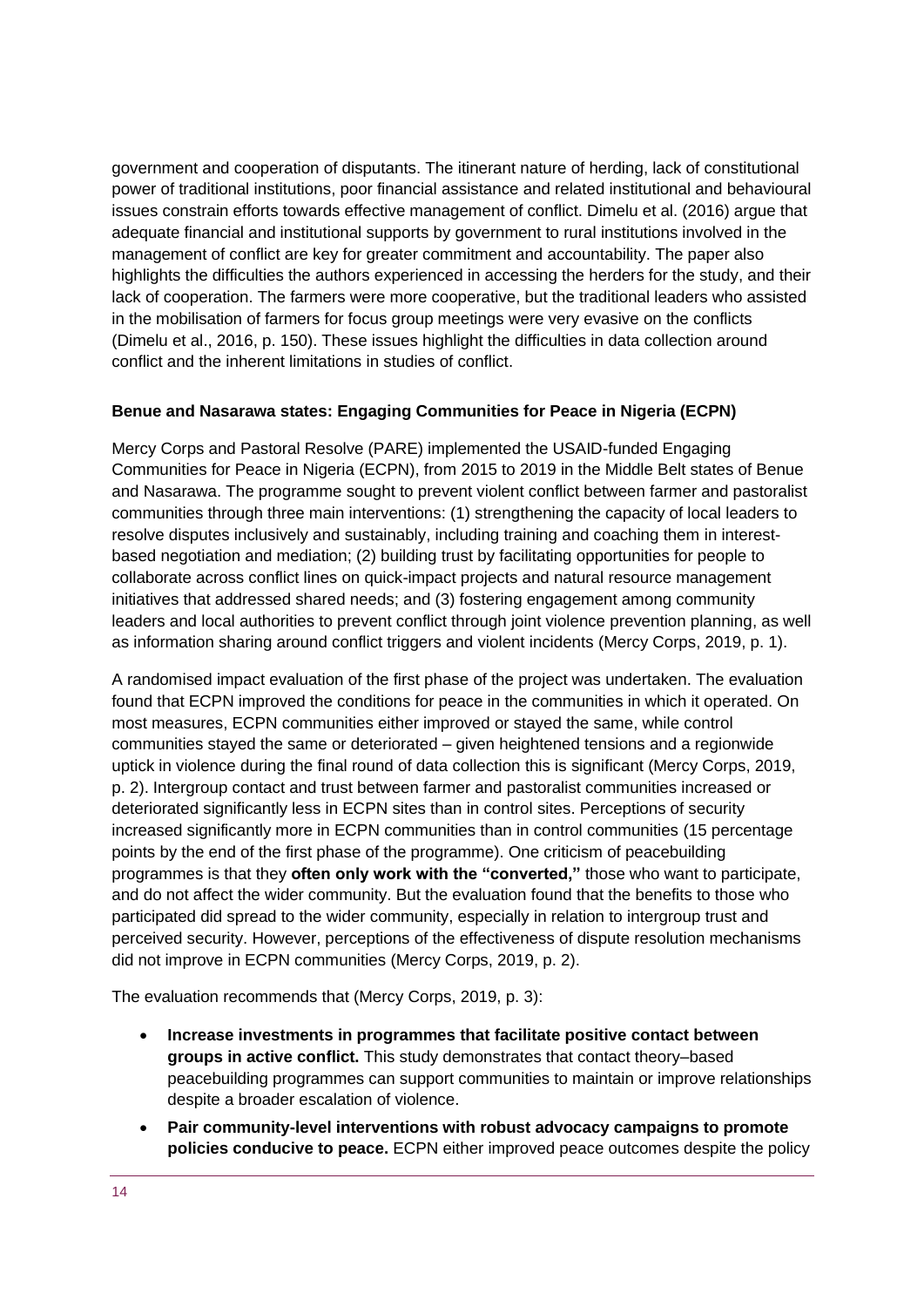government and cooperation of disputants. The itinerant nature of herding, lack of constitutional power of traditional institutions, poor financial assistance and related institutional and behavioural issues constrain efforts towards effective management of conflict. Dimelu et al. (2016) argue that adequate financial and institutional supports by government to rural institutions involved in the management of conflict are key for greater commitment and accountability. The paper also highlights the difficulties the authors experienced in accessing the herders for the study, and their lack of cooperation. The farmers were more cooperative, but the traditional leaders who assisted in the mobilisation of farmers for focus group meetings were very evasive on the conflicts (Dimelu et al., 2016, p. 150). These issues highlight the difficulties in data collection around conflict and the inherent limitations in studies of conflict.

**Benue and Nasarawa states: Engaging Communities for Peace in Nigeria (ECPN)**

Mercy Corps and Pastoral Resolve (PARE) implemented the USAID-funded Engaging Communities for Peace in Nigeria (ECPN), from 2015 to 2019 in the Middle Belt states of Benue and Nasarawa. The programme sought to prevent violent conflict between farmer and pastoralist communities through three main interventions: (1) strengthening the capacity of local leaders to resolve disputes inclusively and sustainably, including training and coaching them in interest-based negotiation and mediation; (2) building trust by facilitating opportunities for people to collaborate across conflict lines on quick-impact projects and natural resource management initiatives that addressed shared needs; and (3) fostering engagement among community leaders and local authorities to prevent conflict through joint violence prevention planning, as well as information sharing around conflict triggers and violent incidents (Mercy Corps, 2019, p. 1).

A randomised impact evaluation of the first phase of the project was undertaken. The evaluation found that ECPN improved the conditions for peace in the communities in which it operated. On most measures, ECPN communities either improved or stayed the same, while control communities stayed the same or deteriorated – given heightened tensions and a regionwide uptick in violence during the final round of data collection this is significant (Mercy Corps, 2019, p. 2). Intergroup contact and trust between farmer and pastoralist communities increased or deteriorated significantly less in ECPN sites than in control sites. Perceptions of security increased significantly more in ECPN communities than in control communities (15 percentage points by the end of the first phase of the programme). One criticism of peacebuilding programmes is that they **often only work with the "converted,"** those who want to participate, and do not affect the wider community. But the evaluation found that the benefits to those who participated did spread to the wider community, especially in relation to intergroup trust and perceived security. However, perceptions of the effectiveness of dispute resolution mechanisms did not improve in ECPN communities (Mercy Corps, 2019, p. 2).

The evaluation recommends that (Mercy Corps, 2019, p. 3):

- **Increase investments in programmes that facilitate positive contact between groups in active conflict.** This study demonstrates that contact theory–based peacebuilding programmes can support communities to maintain or improve relationships despite a broader escalation of violence.
- **Pair community-level interventions with robust advocacy campaigns to promote policies conducive to peace.** ECPN either improved peace outcomes despite the policy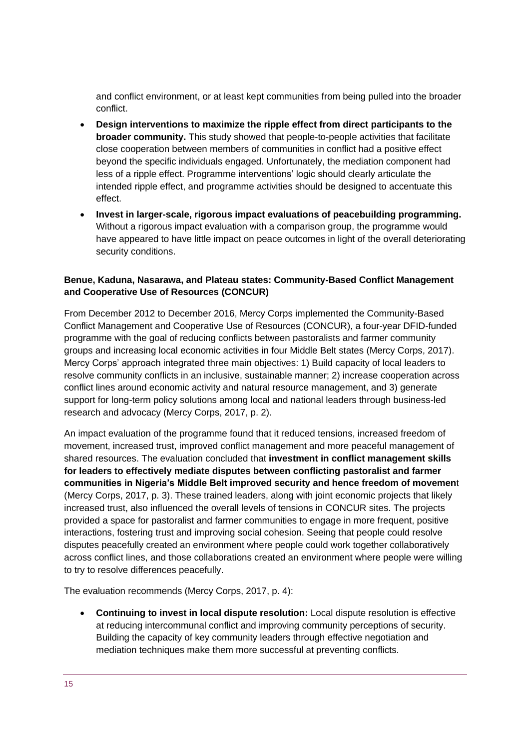and conflict environment, or at least kept communities from being pulled into the broader conflict.

- **Design interventions to maximize the ripple effect from direct participants to the broader community.** This study showed that people-to-people activities that facilitate close cooperation between members of communities in conflict had a positive effect beyond the specific individuals engaged. Unfortunately, the mediation component had less of a ripple effect. Programme interventions' logic should clearly articulate the intended ripple effect, and programme activities should be designed to accentuate this effect.
- **Invest in larger-scale, rigorous impact evaluations of peacebuilding programming.** Without a rigorous impact evaluation with a comparison group, the programme would have appeared to have little impact on peace outcomes in light of the overall deteriorating security conditions.

**Benue, Kaduna, Nasarawa, and Plateau states: Community-Based Conflict Management and Cooperative Use of Resources (CONCUR)**

From December 2012 to December 2016, Mercy Corps implemented the Community-Based Conflict Management and Cooperative Use of Resources (CONCUR), a four-year DFID-funded programme with the goal of reducing conflicts between pastoralists and farmer community groups and increasing local economic activities in four Middle Belt states (Mercy Corps, 2017). Mercy Corps' approach integrated three main objectives: 1) Build capacity of local leaders to resolve community conflicts in an inclusive, sustainable manner; 2) increase cooperation across conflict lines around economic activity and natural resource management, and 3) generate support for long-term policy solutions among local and national leaders through business-led research and advocacy (Mercy Corps, 2017, p. 2).

An impact evaluation of the programme found that it reduced tensions, increased freedom of movement, increased trust, improved conflict management and more peaceful management of shared resources. The evaluation concluded that **investment in conflict management skills for leaders to effectively mediate disputes between conflicting pastoralist and farmer communities in Nigeria's Middle Belt improved security and hence freedom of movement** (Mercy Corps, 2017, p. 3). These trained leaders, along with joint economic projects that likely increased trust, also influenced the overall levels of tensions in CONCUR sites. The projects provided a space for pastoralist and farmer communities to engage in more frequent, positive interactions, fostering trust and improving social cohesion. Seeing that people could resolve disputes peacefully created an environment where people could work together collaboratively across conflict lines, and those collaborations created an environment where people were willing to try to resolve differences peacefully.

The evaluation recommends (Mercy Corps, 2017, p. 4):

- **Continuing to invest in local dispute resolution:** Local dispute resolution is effective at reducing intercommunal conflict and improving community perceptions of security. Building the capacity of key community leaders through effective negotiation and mediation techniques make them more successful at preventing conflicts.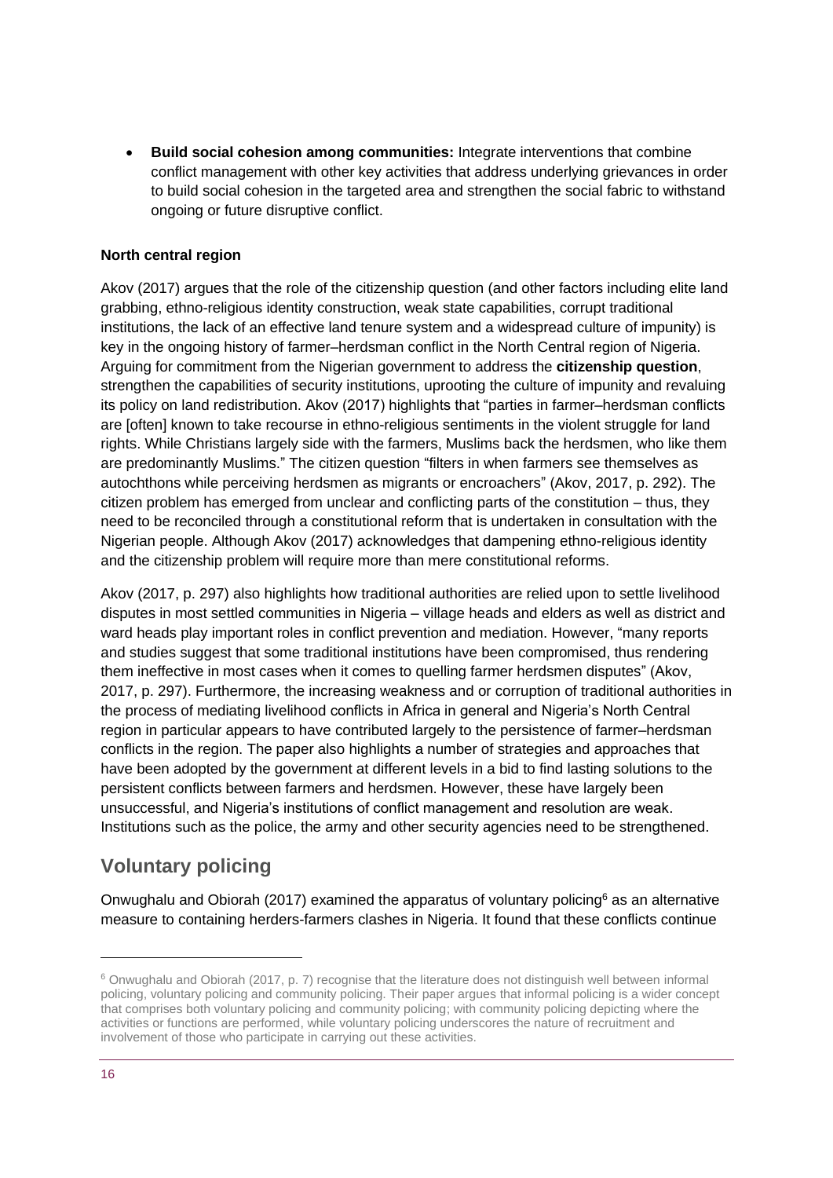- **Build social cohesion among communities:** Integrate interventions that combine conflict management with other key activities that address underlying grievances in order to build social cohesion in the targeted area and strengthen the social fabric to withstand ongoing or future disruptive conflict.

**North central region**

Akov (2017) argues that the role of the citizenship question (and other factors including elite land grabbing, ethno-religious identity construction, weak state capabilities, corrupt traditional institutions, the lack of an effective land tenure system and a widespread culture of impunity) is key in the ongoing history of farmer–herdsman conflict in the North Central region of Nigeria. Arguing for commitment from the Nigerian government to address the **citizenship question**, strengthen the capabilities of security institutions, uprooting the culture of impunity and revaluing its policy on land redistribution. Akov (2017) highlights that "parties in farmer–herdsman conflicts are [often] known to take recourse in ethno-religious sentiments in the violent struggle for land rights. While Christians largely side with the farmers, Muslims back the herdsmen, who like them are predominantly Muslims." The citizen question "filters in when farmers see themselves as autochthons while perceiving herdsmen as migrants or encroachers" (Akov, 2017, p. 292). The citizen problem has emerged from unclear and conflicting parts of the constitution – thus, they need to be reconciled through a constitutional reform that is undertaken in consultation with the Nigerian people. Although Akov (2017) acknowledges that dampening ethno-religious identity and the citizenship problem will require more than mere constitutional reforms.

Akov (2017, p. 297) also highlights how traditional authorities are relied upon to settle livelihood disputes in most settled communities in Nigeria – village heads and elders as well as district and ward heads play important roles in conflict prevention and mediation. However, "many reports and studies suggest that some traditional institutions have been compromised, thus rendering them ineffective in most cases when it comes to quelling farmer herdsmen disputes" (Akov, 2017, p. 297). Furthermore, the increasing weakness and or corruption of traditional authorities in the process of mediating livelihood conflicts in Africa in general and Nigeria's North Central region in particular appears to have contributed largely to the persistence of farmer–herdsman conflicts in the region. The paper also highlights a number of strategies and approaches that have been adopted by the government at different levels in a bid to find lasting solutions to the persistent conflicts between farmers and herdsmen. However, these have largely been unsuccessful, and Nigeria's institutions of conflict management and resolution are weak. Institutions such as the police, the army and other security agencies need to be strengthened.

## Voluntary policing

Onwughalu and Obiorah (2017) examined the apparatus of voluntary policing[6] as an alternative measure to containing herders-farmers clashes in Nigeria. It found that these conflicts continue

[6] Onwughalu and Obiorah (2017, p. 7) recognise that the literature does not distinguish well between informal policing, voluntary policing and community policing. Their paper argues that informal policing is a wider concept that comprises both voluntary policing and community policing; with community policing depicting where the activities or functions are performed, while voluntary policing underscores the nature of recruitment and involvement of those who participate in carrying out these activities.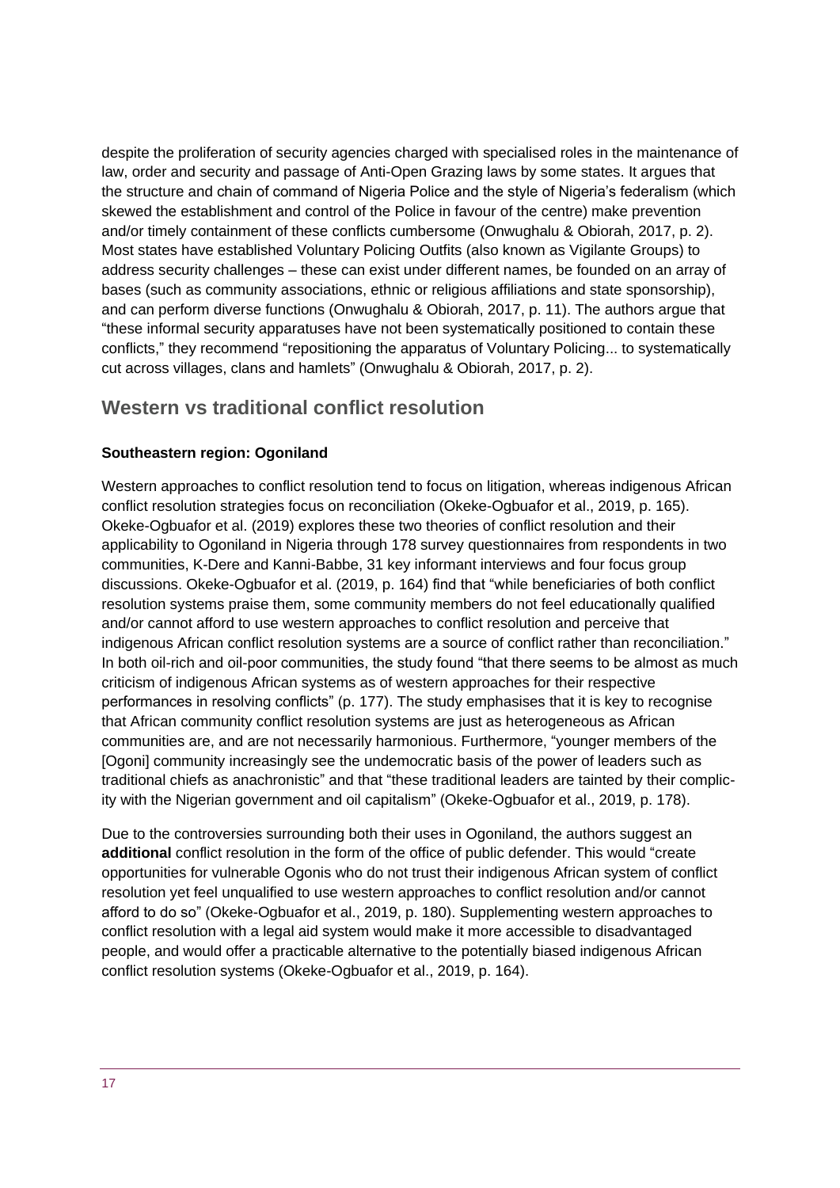despite the proliferation of security agencies charged with specialised roles in the maintenance of law, order and security and passage of Anti-Open Grazing laws by some states. It argues that the structure and chain of command of Nigeria Police and the style of Nigeria's federalism (which skewed the establishment and control of the Police in favour of the centre) make prevention and/or timely containment of these conflicts cumbersome (Onwughalu & Obiorah, 2017, p. 2). Most states have established Voluntary Policing Outfits (also known as Vigilante Groups) to address security challenges – these can exist under different names, be founded on an array of bases (such as community associations, ethnic or religious affiliations and state sponsorship), and can perform diverse functions (Onwughalu & Obiorah, 2017, p. 11). The authors argue that "these informal security apparatuses have not been systematically positioned to contain these conflicts," they recommend "repositioning the apparatus of Voluntary Policing... to systematically cut across villages, clans and hamlets" (Onwughalu & Obiorah, 2017, p. 2).

## Western vs traditional conflict resolution

**Southeastern region: Ogoniland**

Western approaches to conflict resolution tend to focus on litigation, whereas indigenous African conflict resolution strategies focus on reconciliation (Okeke-Ogbuafor et al., 2019, p. 165). Okeke-Ogbuafor et al. (2019) explores these two theories of conflict resolution and their applicability to Ogoniland in Nigeria through 178 survey questionnaires from respondents in two communities, K-Dere and Kanni-Babbe, 31 key informant interviews and four focus group discussions. Okeke-Ogbuafor et al. (2019, p. 164) find that "while beneficiaries of both conflict resolution systems praise them, some community members do not feel educationally qualified and/or cannot afford to use western approaches to conflict resolution and perceive that indigenous African conflict resolution systems are a source of conflict rather than reconciliation." In both oil-rich and oil-poor communities, the study found "that there seems to be almost as much criticism of indigenous African systems as of western approaches for their respective performances in resolving conflicts" (p. 177). The study emphasises that it is key to recognise that African community conflict resolution systems are just as heterogeneous as African communities are, and are not necessarily harmonious. Furthermore, "younger members of the [Ogoni] community increasingly see the undemocratic basis of the power of leaders such as traditional chiefs as anachronistic" and that "these traditional leaders are tainted by their complicity with the Nigerian government and oil capitalism" (Okeke-Ogbuafor et al., 2019, p. 178).

Due to the controversies surrounding both their uses in Ogoniland, the authors suggest an **additional** conflict resolution in the form of the office of public defender. This would "create opportunities for vulnerable Ogonis who do not trust their indigenous African system of conflict resolution yet feel unqualified to use western approaches to conflict resolution and/or cannot afford to do so" (Okeke-Ogbuafor et al., 2019, p. 180). Supplementing western approaches to conflict resolution with a legal aid system would make it more accessible to disadvantaged people, and would offer a practicable alternative to the potentially biased indigenous African conflict resolution systems (Okeke-Ogbuafor et al., 2019, p. 164).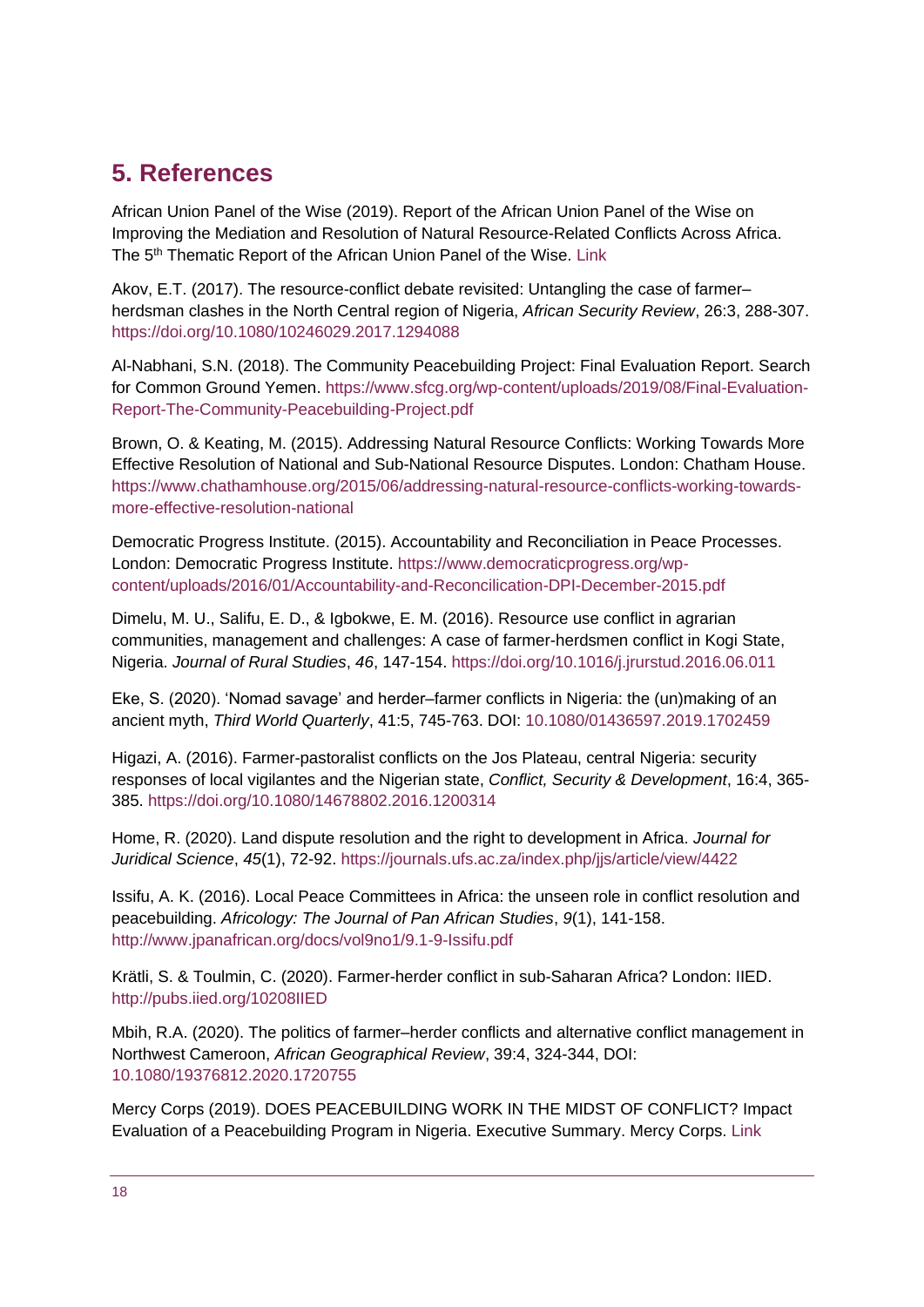## 5. References

African Union Panel of the Wise (2019). Report of the African Union Panel of the Wise on Improving the Mediation and Resolution of Natural Resource-Related Conflicts Across Africa. The 5th Thematic Report of the African Union Panel of the Wise. Link

Akov, E.T. (2017). The resource-conflict debate revisited: Untangling the case of farmer–herdsman clashes in the North Central region of Nigeria, *African Security Review*, 26:3, 288-307. https://doi.org/10.1080/10246029.2017.1294088

Al-Nabhani, S.N. (2018). The Community Peacebuilding Project: Final Evaluation Report. Search for Common Ground Yemen. https://www.sfcg.org/wp-content/uploads/2019/08/Final-Evaluation-Report-The-Community-Peacebuilding-Project.pdf

Brown, O. & Keating, M. (2015). Addressing Natural Resource Conflicts: Working Towards More Effective Resolution of National and Sub-National Resource Disputes. London: Chatham House. https://www.chathamhouse.org/2015/06/addressing-natural-resource-conflicts-working-towards-more-effective-resolution-national

Democratic Progress Institute. (2015). Accountability and Reconciliation in Peace Processes. London: Democratic Progress Institute. https://www.democraticprogress.org/wp-content/uploads/2016/01/Accountability-and-Reconcilication-DPI-December-2015.pdf

Dimelu, M. U., Salifu, E. D., & Igbokwe, E. M. (2016). Resource use conflict in agrarian communities, management and challenges: A case of farmer-herdsmen conflict in Kogi State, Nigeria. *Journal of Rural Studies*, *46*, 147-154. https://doi.org/10.1016/j.jrurstud.2016.06.011

Eke, S. (2020). 'Nomad savage' and herder–farmer conflicts in Nigeria: the (un)making of an ancient myth, *Third World Quarterly*, 41:5, 745-763. DOI: 10.1080/01436597.2019.1702459

Higazi, A. (2016). Farmer-pastoralist conflicts on the Jos Plateau, central Nigeria: security responses of local vigilantes and the Nigerian state, *Conflict, Security & Development*, 16:4, 365-385. https://doi.org/10.1080/14678802.2016.1200314

Home, R. (2020). Land dispute resolution and the right to development in Africa. *Journal for Juridical Science*, *45*(1), 72-92. https://journals.ufs.ac.za/index.php/jjs/article/view/4422

Issifu, A. K. (2016). Local Peace Committees in Africa: the unseen role in conflict resolution and peacebuilding. *Africology: The Journal of Pan African Studies*, *9*(1), 141-158. http://www.jpanafrican.org/docs/vol9no1/9.1-9-Issifu.pdf

Krätli, S. & Toulmin, C. (2020). Farmer-herder conflict in sub-Saharan Africa? London: IIED. http://pubs.iied.org/10208IIED

Mbih, R.A. (2020). The politics of farmer–herder conflicts and alternative conflict management in Northwest Cameroon, *African Geographical Review*, 39:4, 324-344, DOI: 10.1080/19376812.2020.1720755

Mercy Corps (2019). DOES PEACEBUILDING WORK IN THE MIDST OF CONFLICT? Impact Evaluation of a Peacebuilding Program in Nigeria. Executive Summary. Mercy Corps. Link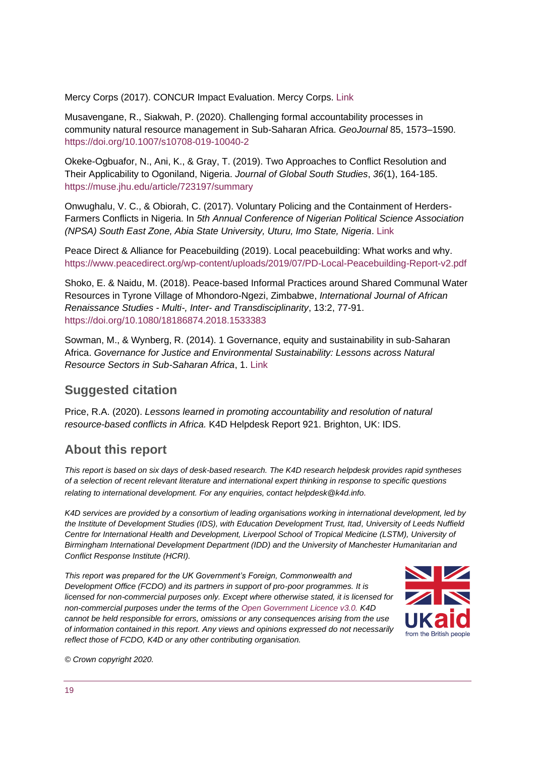Mercy Corps (2017). CONCUR Impact Evaluation. Mercy Corps. Link

Musavengane, R., Siakwah, P. (2020). Challenging formal accountability processes in community natural resource management in Sub-Saharan Africa. *GeoJournal* 85, 1573–1590. https://doi.org/10.1007/s10708-019-10040-2

Okeke-Ogbuafor, N., Ani, K., & Gray, T. (2019). Two Approaches to Conflict Resolution and Their Applicability to Ogoniland, Nigeria. *Journal of Global South Studies*, *36*(1), 164-185. https://muse.jhu.edu/article/723197/summary

Onwughalu, V. C., & Obiorah, C. (2017). Voluntary Policing and the Containment of Herders-Farmers Conflicts in Nigeria. In *5th Annual Conference of Nigerian Political Science Association (NPSA) South East Zone, Abia State University, Uturu, Imo State, Nigeria*. Link

Peace Direct & Alliance for Peacebuilding (2019). Local peacebuilding: What works and why. https://www.peacedirect.org/wp-content/uploads/2019/07/PD-Local-Peacebuilding-Report-v2.pdf

Shoko, E. & Naidu, M. (2018). Peace-based Informal Practices around Shared Communal Water Resources in Tyrone Village of Mhondoro-Ngezi, Zimbabwe, *International Journal of African Renaissance Studies - Multi-, Inter- and Transdisciplinarity*, 13:2, 77-91. https://doi.org/10.1080/18186874.2018.1533383

Sowman, M., & Wynberg, R. (2014). 1 Governance, equity and sustainability in sub-Saharan Africa. *Governance for Justice and Environmental Sustainability: Lessons across Natural Resource Sectors in Sub-Saharan Africa*, 1. Link

## Suggested citation

Price, R.A. (2020). *Lessons learned in promoting accountability and resolution of natural resource-based conflicts in Africa.* K4D Helpdesk Report 921. Brighton, UK: IDS.

## About this report

*This report is based on six days of desk-based research. The K4D research helpdesk provides rapid syntheses of a selection of recent relevant literature and international expert thinking in response to specific questions relating to international development. For any enquiries, contact helpdesk@k4d.info.*

*K4D services are provided by a consortium of leading organisations working in international development, led by the Institute of Development Studies (IDS), with Education Development Trust, Itad, University of Leeds Nuffield Centre for International Health and Development, Liverpool School of Tropical Medicine (LSTM), University of Birmingham International Development Department (IDD) and the University of Manchester Humanitarian and Conflict Response Institute (HCRI).*

*This report was prepared for the UK Government's Foreign, Commonwealth and Development Office (FCDO) and its partners in support of pro-poor programmes. It is licensed for non-commercial purposes only. Except where otherwise stated, it is licensed for non-commercial purposes under the terms of the Open Government Licence v3.0. K4D cannot be held responsible for errors, omissions or any consequences arising from the use of information contained in this report. Any views and opinions expressed do not necessarily reflect those of FCDO, K4D or any other contributing organisation.*

UKaid from the British people

*© Crown copyright 2020.*